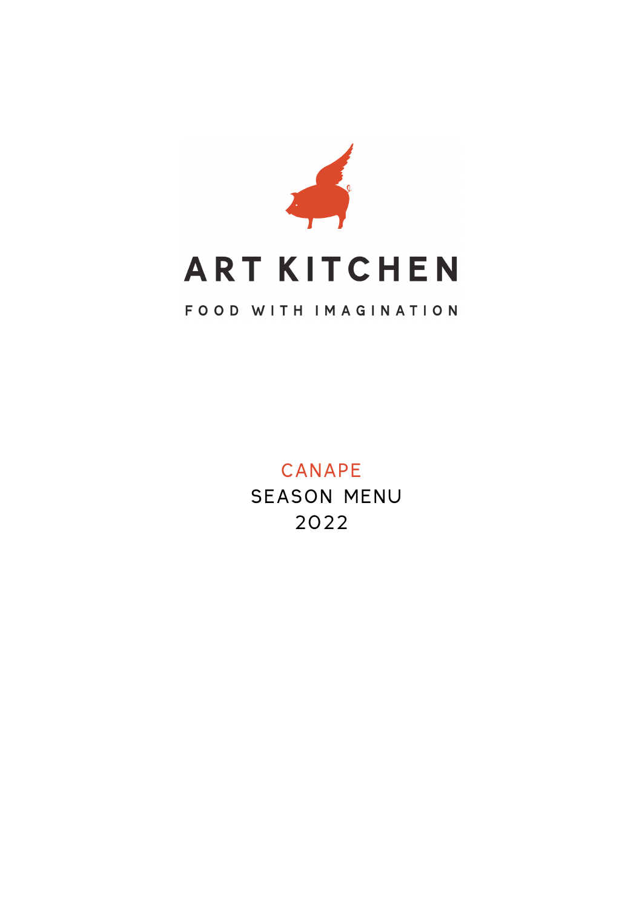# ART KITCHEN

FOOD WITH IMAGINATION

## CANAPE

SEASON MENU

2022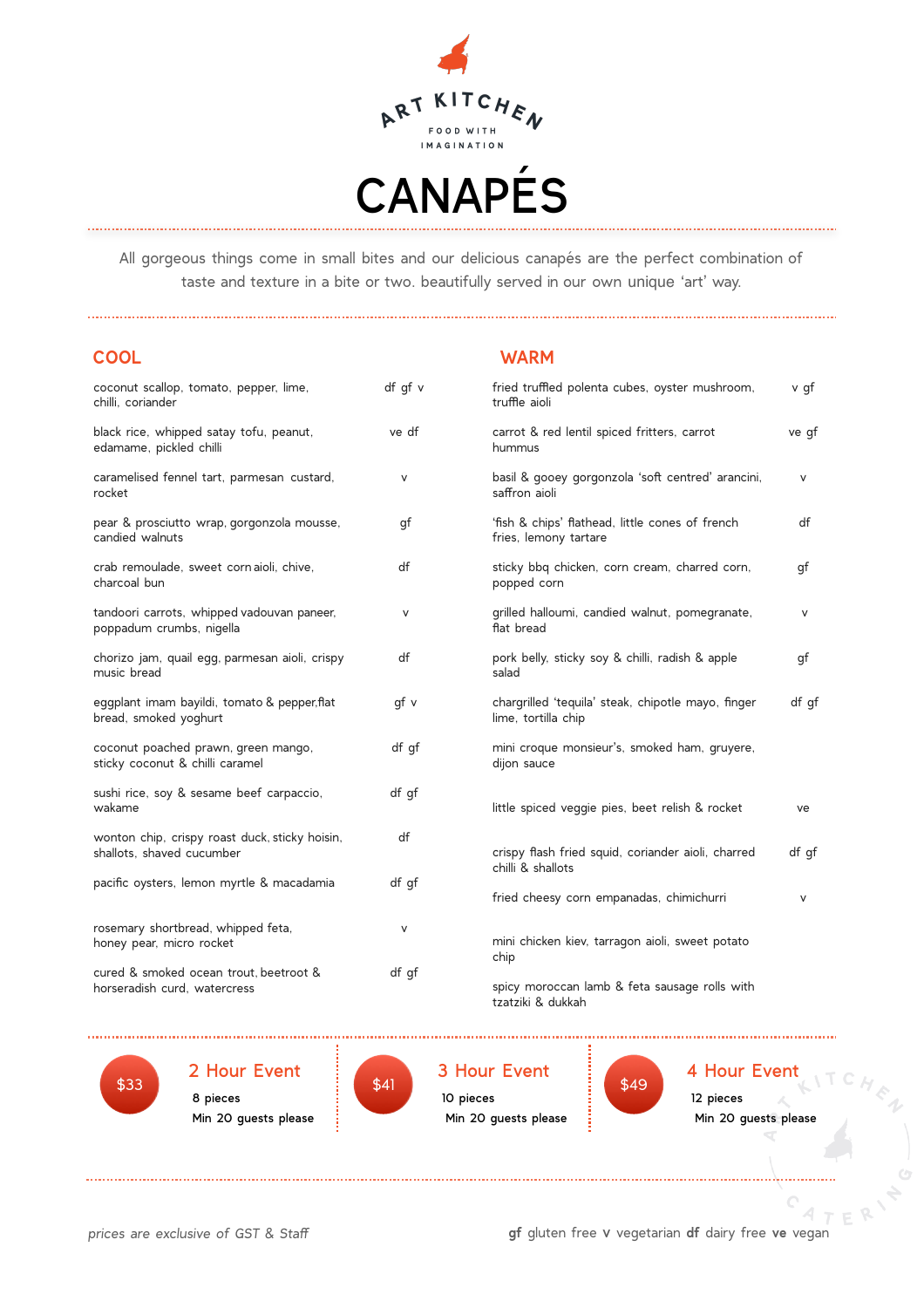ART KITCHEN

FOOD WITH IMAGINATION

# CANAPÉS

All gorgeous things come in small bites and our delicious canapés are the perfect combination of taste and texture in a bite or two. beautifully served in our own unique 'art' way.

## COOL

| Item | Dietary |
|---|---|
| coconut scallop, tomato, pepper, lime, chilli, coriander | df gf v |
| black rice, whipped satay tofu, peanut, edamame, pickled chilli | ve df |
| caramelised fennel tart, parmesan custard, rocket | v |
| pear & prosciutto wrap, gorgonzola mousse, candied walnuts | gf |
| crab remoulade, sweet corn aioli, chive, charcoal bun | df |
| tandoori carrots, whipped vadouvan paneer, poppadum crumbs, nigella | v |
| chorizo jam, quail egg, parmesan aioli, crispy music bread | df |
| eggplant imam bayildi, tomato & pepper,flat bread, smoked yoghurt | gf v |
| coconut poached prawn, green mango, sticky coconut & chilli caramel | df gf |
| sushi rice, soy & sesame beef carpaccio, wakame | df gf |
| wonton chip, crispy roast duck, sticky hoisin, shallots, shaved cucumber | df |
| pacific oysters, lemon myrtle & macadamia | df gf |
| rosemary shortbread, whipped feta, honey pear, micro rocket | v |
| cured & smoked ocean trout, beetroot & horseradish curd, watercress | df gf |

## WARM

| Item | Dietary |
|---|---|
| fried truffled polenta cubes, oyster mushroom, truffle aioli | v gf |
| carrot & red lentil spiced fritters, carrot hummus | ve gf |
| basil & gooey gorgonzola 'soft centred' arancini, saffron aioli | v |
| 'fish & chips' flathead, little cones of french fries, lemony tartare | df |
| sticky bbq chicken, corn cream, charred corn, popped corn | gf |
| grilled halloumi, candied walnut, pomegranate, flat bread | v |
| pork belly, sticky soy & chilli, radish & apple salad | gf |
| chargrilled 'tequila' steak, chipotle mayo, finger lime, tortilla chip | df gf |
| mini croque monsieur's, smoked ham, gruyere, dijon sauce | |
| little spiced veggie pies, beet relish & rocket | ve |
| crispy flash fried squid, coriander aioli, charred chilli & shallots | df gf |
| fried cheesy corn empanadas, chimichurri | v |
| mini chicken kiev, tarragon aioli, sweet potato chip | |
| spicy moroccan lamb & feta sausage rolls with tzatziki & dukkah | |

**$33** — **2 Hour Event**
8 pieces
Min 20 guests please

**$41** — **3 Hour Event**
10 pieces
Min 20 guests please

**$49** — **4 Hour Event**
12 pieces
Min 20 guests please

*prices are exclusive of GST & Staff*

**gf** gluten free **v** vegetarian **df** dairy free **ve** vegan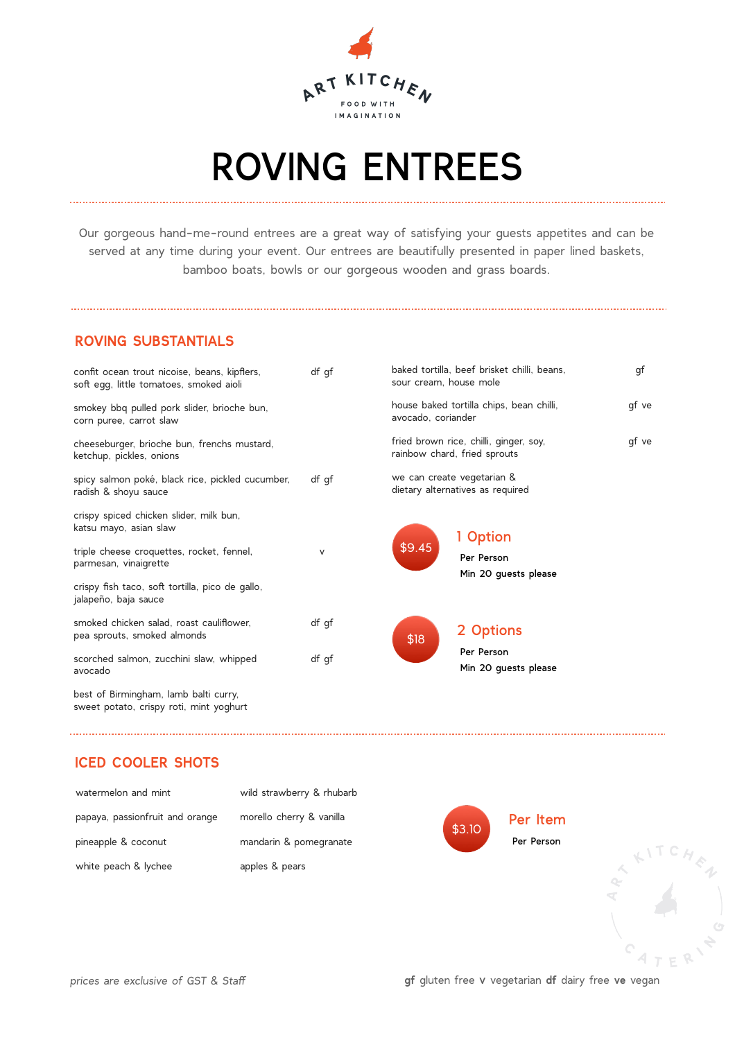ART KITCHEN

FOOD WITH IMAGINATION

# ROVING ENTREES

Our gorgeous hand-me-round entrees are a great way of satisfying your guests appetites and can be served at any time during your event. Our entrees are beautifully presented in paper lined baskets, bamboo boats, bowls or our gorgeous wooden and grass boards.

## ROVING SUBSTANTIALS

| Item | Dietary |
|---|---|
| confit ocean trout nicoise, beans, kipflers, soft egg, little tomatoes, smoked aioli | df gf |
| smokey bbq pulled pork slider, brioche bun, corn puree, carrot slaw | |
| cheeseburger, brioche bun, frenchs mustard, ketchup, pickles, onions | |
| spicy salmon poké, black rice, pickled cucumber, radish & shoyu sauce | df gf |
| crispy spiced chicken slider, milk bun, katsu mayo, asian slaw | |
| triple cheese croquettes, rocket, fennel, parmesan, vinaigrette | v |
| crispy fish taco, soft tortilla, pico de gallo, jalapeño, baja sauce | |
| smoked chicken salad, roast cauliflower, pea sprouts, smoked almonds | df gf |
| scorched salmon, zucchini slaw, whipped avocado | df gf |
| best of Birmingham, lamb balti curry, sweet potato, crispy roti, mint yoghurt | |
| baked tortilla, beef brisket chilli, beans, sour cream, house mole | gf |
| house baked tortilla chips, bean chilli, avocado, coriander | gf ve |
| fried brown rice, chilli, ginger, soy, rainbow chard, fried sprouts | gf ve |

we can create vegetarian & dietary alternatives as required

**$9.45** — 1 Option
Per Person
Min 20 guests please

**$18** — 2 Options
Per Person
Min 20 guests please

## ICED COOLER SHOTS

- watermelon and mint
- papaya, passionfruit and orange
- pineapple & coconut
- white peach & lychee
- wild strawberry & rhubarb
- morello cherry & vanilla
- mandarin & pomegranate
- apples & pears

**$3.10** — Per Item
Per Person

*prices are exclusive of GST & Staff*

**gf** gluten free **v** vegetarian **df** dairy free **ve** vegan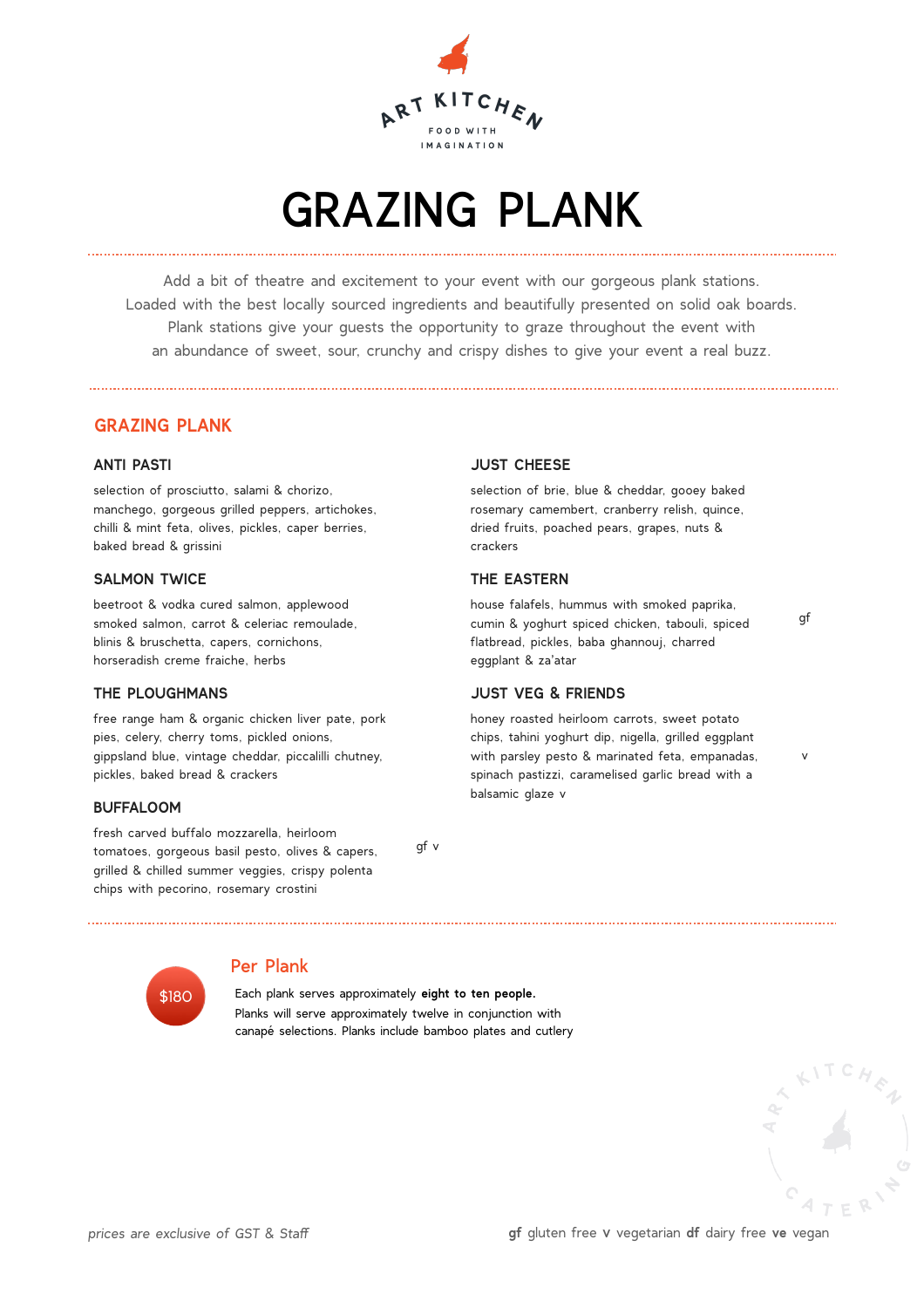ART KITCHEN

FOOD WITH IMAGINATION

# GRAZING PLANK

Add a bit of theatre and excitement to your event with our gorgeous plank stations. Loaded with the best locally sourced ingredients and beautifully presented on solid oak boards. Plank stations give your guests the opportunity to graze throughout the event with an abundance of sweet, sour, crunchy and crispy dishes to give your event a real buzz.

## GRAZING PLANK

### ANTI PASTI

selection of prosciutto, salami & chorizo, manchego, gorgeous grilled peppers, artichokes, chilli & mint feta, olives, pickles, caper berries, baked bread & grissini

### SALMON TWICE

beetroot & vodka cured salmon, applewood smoked salmon, carrot & celeriac remoulade, blinis & bruschetta, capers, cornichons, horseradish creme fraiche, herbs

### THE PLOUGHMANS

free range ham & organic chicken liver pate, pork pies, celery, cherry toms, pickled onions, gippsland blue, vintage cheddar, piccalilli chutney, pickles, baked bread & crackers

### BUFFALOOM

fresh carved buffalo mozzarella, heirloom tomatoes, gorgeous basil pesto, olives & capers, grilled & chilled summer veggies, crispy polenta chips with pecorino, rosemary crostini gf v

### JUST CHEESE

selection of brie, blue & cheddar, gooey baked rosemary camembert, cranberry relish, quince, dried fruits, poached pears, grapes, nuts & crackers

### THE EASTERN

house falafels, hummus with smoked paprika, cumin & yoghurt spiced chicken, tabouli, spiced flatbread, pickles, baba ghannouj, charred eggplant & za'atar gf

### JUST VEG & FRIENDS

honey roasted heirloom carrots, sweet potato chips, tahini yoghurt dip, nigella, grilled eggplant with parsley pesto & marinated feta, empanadas, spinach pastizzi, caramelised garlic bread with a balsamic glaze v v

## Per Plank

**$180**

Each plank serves approximately **eight to ten people.**
Planks will serve approximately twelve in conjunction with canapé selections. Planks include bamboo plates and cutlery

*prices are exclusive of GST & Staff*

**gf** gluten free **v** vegetarian **df** dairy free **ve** vegan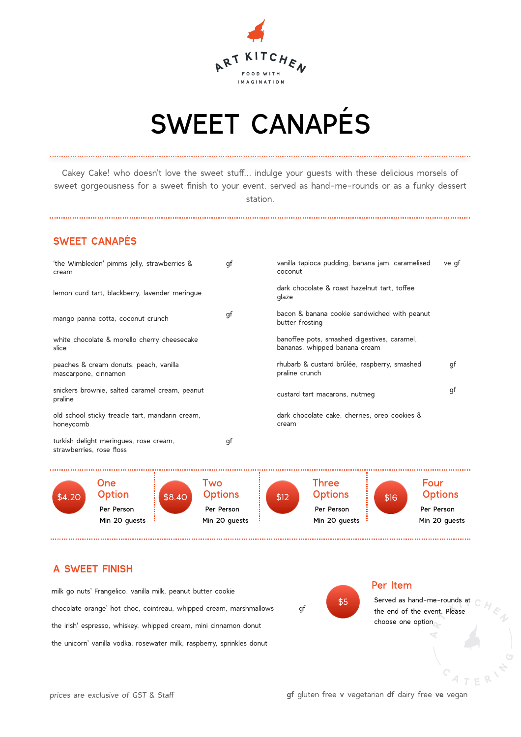ART KITCHEN

FOOD WITH IMAGINATION

# SWEET CANAPÉS

Cakey Cake! who doesn't love the sweet stuff... indulge your guests with these delicious morsels of sweet gorgeousness for a sweet finish to your event. served as hand-me-rounds or as a funky dessert station.

## SWEET CANAPÉS

- 'the Wimbledon' pimms jelly, strawberries & cream — gf
- lemon curd tart, blackberry, lavender meringue
- mango panna cotta, coconut crunch — gf
- white chocolate & morello cherry cheesecake slice
- peaches & cream donuts, peach, vanilla mascarpone, cinnamon
- snickers brownie, salted caramel cream, peanut praline
- old school sticky treacle tart, mandarin cream, honeycomb
- turkish delight meringues, rose cream, strawberries, rose floss — gf
- vanilla tapioca pudding, banana jam, caramelised coconut — ve gf
- dark chocolate & roast hazelnut tart, toffee glaze
- bacon & banana cookie sandwiched with peanut butter frosting
- banoffee pots, smashed digestives, caramel, bananas, whipped banana cream
- rhubarb & custard brûlée, raspberry, smashed praline crunch — gf
- custard tart macarons, nutmeg — gf
- dark chocolate cake, cherries, oreo cookies & cream

| Price | Options | Per Person | Minimum |
|---|---|---|---|
| $4.20 | One Option | Per Person | Min 20 guests |
| $8.40 | Two Options | Per Person | Min 20 guests |
| $12 | Three Options | Per Person | Min 20 guests |
| $16 | Four Options | Per Person | Min 20 guests |

## A SWEET FINISH

- milk go nuts' Frangelico, vanilla milk, peanut butter cookie
- chocolate orange' hot choc, cointreau, whipped cream, marshmallows — gf
- the irish' espresso, whiskey, whipped cream, mini cinnamon donut
- the unicorn' vanilla vodka, rosewater milk, raspberry, sprinkles donut

**$5 Per Item**

Served as hand-me-rounds at the end of the event. Please choose one option

*prices are exclusive of GST & Staff*

**gf** gluten free **v** vegetarian **df** dairy free **ve** vegan